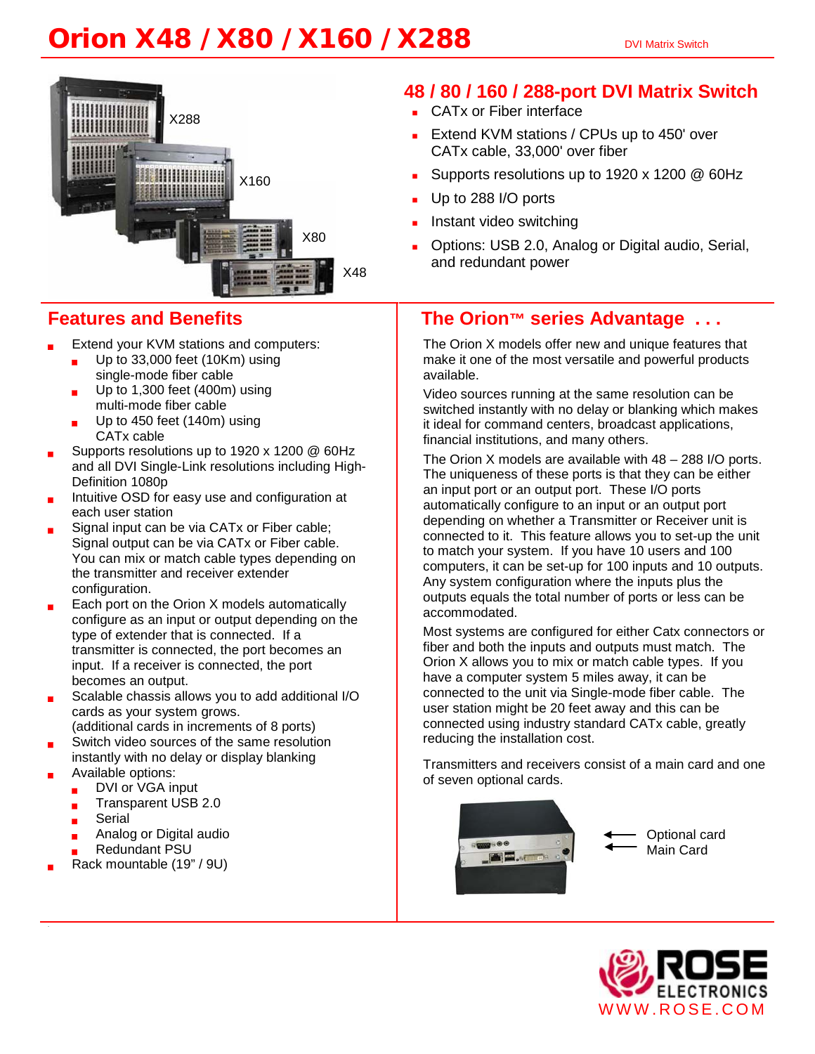# Orion X48 / X80 / X160 / X288

DVI Matrix Switch

X288

X160

X80

X48

## 48 / 80 / 160 / 288-port DVI Matrix Switch

- CATx or Fiber interface
- Extend KVM stations / CPUs up to 450' over CATx cable, 33,000' over fiber
- Supports resolutions up to 1920 x 1200 @ 60Hz
- Up to 288 I/O ports
- Instant video switching
- Options: USB 2.0, Analog or Digital audio, Serial, and redundant power

## Features and Benefits

- Extend your KVM stations and computers:
  - Up to 33,000 feet (10Km) using single-mode fiber cable
  - Up to 1,300 feet (400m) using multi-mode fiber cable
  - Up to 450 feet (140m) using CATx cable
- Supports resolutions up to 1920 x 1200 @ 60Hz and all DVI Single-Link resolutions including High-Definition 1080p
- Intuitive OSD for easy use and configuration at each user station
- Signal input can be via CATx or Fiber cable; Signal output can be via CATx or Fiber cable. You can mix or match cable types depending on the transmitter and receiver extender configuration.
- Each port on the Orion X models automatically configure as an input or output depending on the type of extender that is connected. If a transmitter is connected, the port becomes an input. If a receiver is connected, the port becomes an output.
- Scalable chassis allows you to add additional I/O cards as your system grows. (additional cards in increments of 8 ports)
- Switch video sources of the same resolution instantly with no delay or display blanking
- Available options:
  - DVI or VGA input
  - Transparent USB 2.0
  - Serial
  - Analog or Digital audio
  - Redundant PSU
- Rack mountable (19" / 9U)

## The Orion™ series Advantage . . .

The Orion X models offer new and unique features that make it one of the most versatile and powerful products available.

Video sources running at the same resolution can be switched instantly with no delay or blanking which makes it ideal for command centers, broadcast applications, financial institutions, and many others.

The Orion X models are available with 48 – 288 I/O ports. The uniqueness of these ports is that they can be either an input port or an output port. These I/O ports automatically configure to an input or an output port depending on whether a Transmitter or Receiver unit is connected to it. This feature allows you to set-up the unit to match your system. If you have 10 users and 100 computers, it can be set-up for 100 inputs and 10 outputs. Any system configuration where the inputs plus the outputs equals the total number of ports or less can be accommodated.

Most systems are configured for either Catx connectors or fiber and both the inputs and outputs must match. The Orion X allows you to mix or match cable types. If you have a computer system 5 miles away, it can be connected to the unit via Single-mode fiber cable. The user station might be 20 feet away and this can be connected using industry standard CATx cable, greatly reducing the installation cost.

Transmitters and receivers consist of a main card and one of seven optional cards.

← Optional card
← Main Card

ROSE ELECTRONICS
WWW.ROSE.COM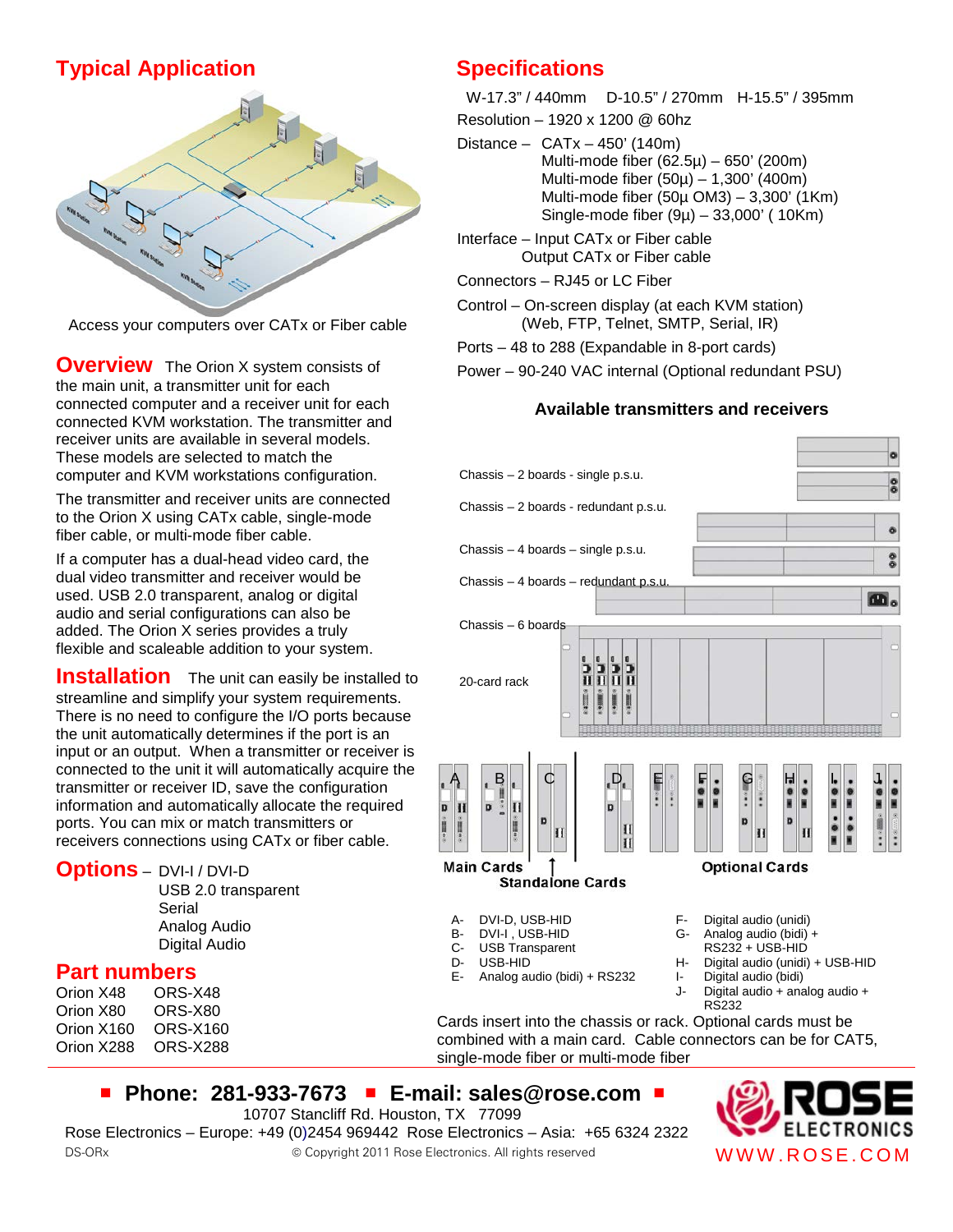## Typical Application

Access your computers over CATx or Fiber cable

## Overview

The Orion X system consists of the main unit, a transmitter unit for each connected computer and a receiver unit for each connected KVM workstation. The transmitter and receiver units are available in several models. These models are selected to match the computer and KVM workstations configuration.

The transmitter and receiver units are connected to the Orion X using CATx cable, single-mode fiber cable, or multi-mode fiber cable.

If a computer has a dual-head video card, the dual video transmitter and receiver would be used. USB 2.0 transparent, analog or digital audio and serial configurations can also be added. The Orion X series provides a truly flexible and scaleable addition to your system.

## Installation

The unit can easily be installed to streamline and simplify your system requirements. There is no need to configure the I/O ports because the unit automatically determines if the port is an input or an output. When a transmitter or receiver is connected to the unit it will automatically acquire the transmitter or receiver ID, save the configuration information and automatically allocate the required ports. You can mix or match transmitters or receivers connections using CATx or fiber cable.

## Options

– DVI-I / DVI-D
USB 2.0 transparent
Serial
Analog Audio
Digital Audio

## Part numbers

| | |
|---|---|
| Orion X48 | ORS-X48 |
| Orion X80 | ORS-X80 |
| Orion X160 | ORS-X160 |
| Orion X288 | ORS-X288 |

## Specifications

W-17.3" / 440mm D-10.5" / 270mm H-15.5" / 395mm

Resolution – 1920 x 1200 @ 60hz

Distance – CATx – 450' (140m)
Multi-mode fiber (62.5µ) – 650' (200m)
Multi-mode fiber (50µ) – 1,300' (400m)
Multi-mode fiber (50µ OM3) – 3,300' (1Km)
Single-mode fiber (9µ) – 33,000' ( 10Km)

Interface – Input CATx or Fiber cable
Output CATx or Fiber cable

Connectors – RJ45 or LC Fiber

Control – On-screen display (at each KVM station)
(Web, FTP, Telnet, SMTP, Serial, IR)

Ports – 48 to 288 (Expandable in 8-port cards)

Power – 90-240 VAC internal (Optional redundant PSU)

### Available transmitters and receivers

Chassis – 2 boards - single p.s.u.

Chassis – 2 boards - redundant p.s.u.

Chassis – 4 boards – single p.s.u.

Chassis – 4 boards – redundant p.s.u.

Chassis – 6 boards

20-card rack

A B C D E F G H I J

Main Cards
Standalone Cards
Optional Cards

- A- DVI-D, USB-HID
- B- DVI-I , USB-HID
- C- USB Transparent
- D- USB-HID
- E- Analog audio (bidi) + RS232
- F- Digital audio (unidi)
- G- Analog audio (bidi) + RS232 + USB-HID
- H- Digital audio (unidi) + USB-HID
- I- Digital audio (bidi)
- J- Digital audio + analog audio + RS232

Cards insert into the chassis or rack. Optional cards must be combined with a main card. Cable connectors can be for CAT5, single-mode fiber or multi-mode fiber

**Phone: 281-933-7673 ▪ E-mail: sales@rose.com**

10707 Stancliff Rd. Houston, TX 77099

Rose Electronics – Europe: +49 (0)2454 969442 Rose Electronics – Asia: +65 6324 2322

DS-ORx © Copyright 2011 Rose Electronics. All rights reserved

ROSE ELECTRONICS
WWW.ROSE.COM